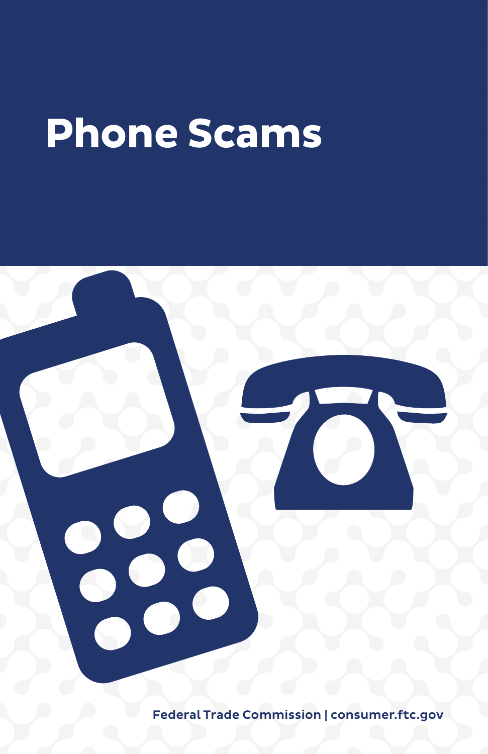# Phone Scams

Federal Trade Commission | consumer.ftc.gov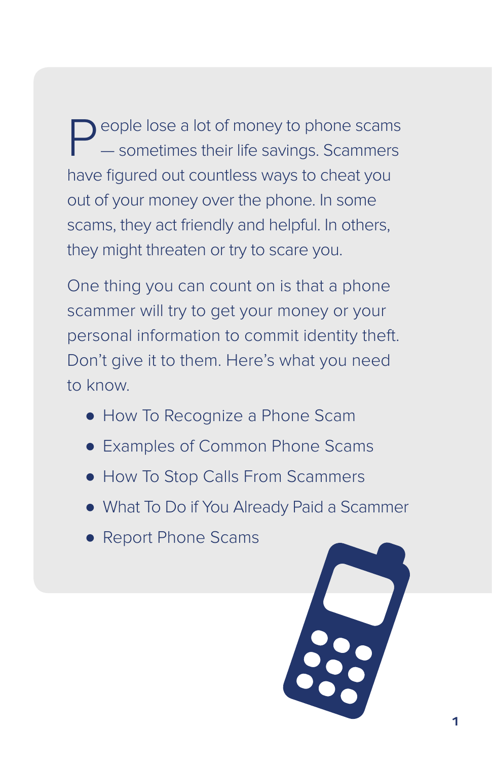People lose a lot of money to phone scams — sometimes their life savings. Scammers have figured out countless ways to cheat you out of your money over the phone. In some scams, they act friendly and helpful. In others, they might threaten or try to scare you.

One thing you can count on is that a phone scammer will try to get your money or your personal information to commit identity theft. Don't give it to them. Here's what you need to know.

- How To Recognize a Phone Scam
- Examples of Common Phone Scams
- How To Stop Calls From Scammers
- What To Do if You Already Paid a Scammer
- Report Phone Scams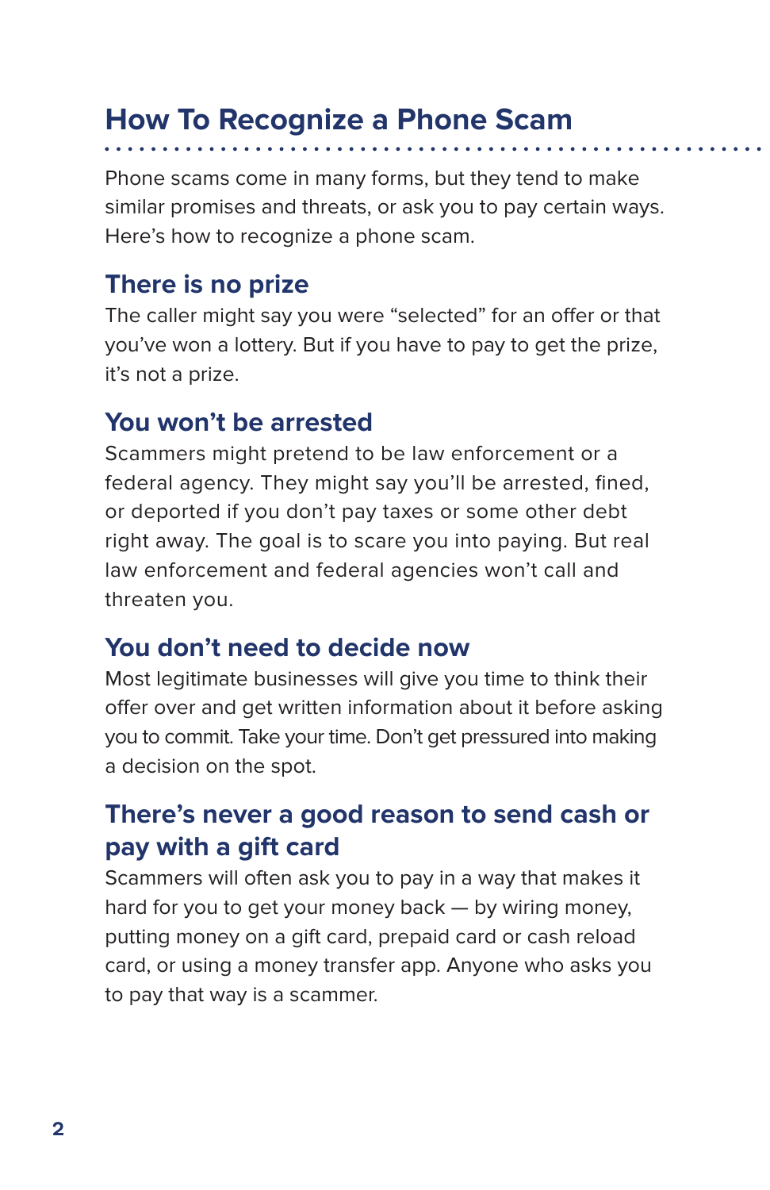# How To Recognize a Phone Scam

Phone scams come in many forms, but they tend to make similar promises and threats, or ask you to pay certain ways. Here's how to recognize a phone scam.

## There is no prize

The caller might say you were "selected" for an offer or that you've won a lottery. But if you have to pay to get the prize, it's not a prize.

## You won't be arrested

Scammers might pretend to be law enforcement or a federal agency. They might say you'll be arrested, fined, or deported if you don't pay taxes or some other debt right away. The goal is to scare you into paying. But real law enforcement and federal agencies won't call and threaten you.

## You don't need to decide now

Most legitimate businesses will give you time to think their offer over and get written information about it before asking you to commit. Take your time. Don't get pressured into making a decision on the spot.

## There's never a good reason to send cash or pay with a gift card

Scammers will often ask you to pay in a way that makes it hard for you to get your money back — by wiring money, putting money on a gift card, prepaid card or cash reload card, or using a money transfer app. Anyone who asks you to pay that way is a scammer.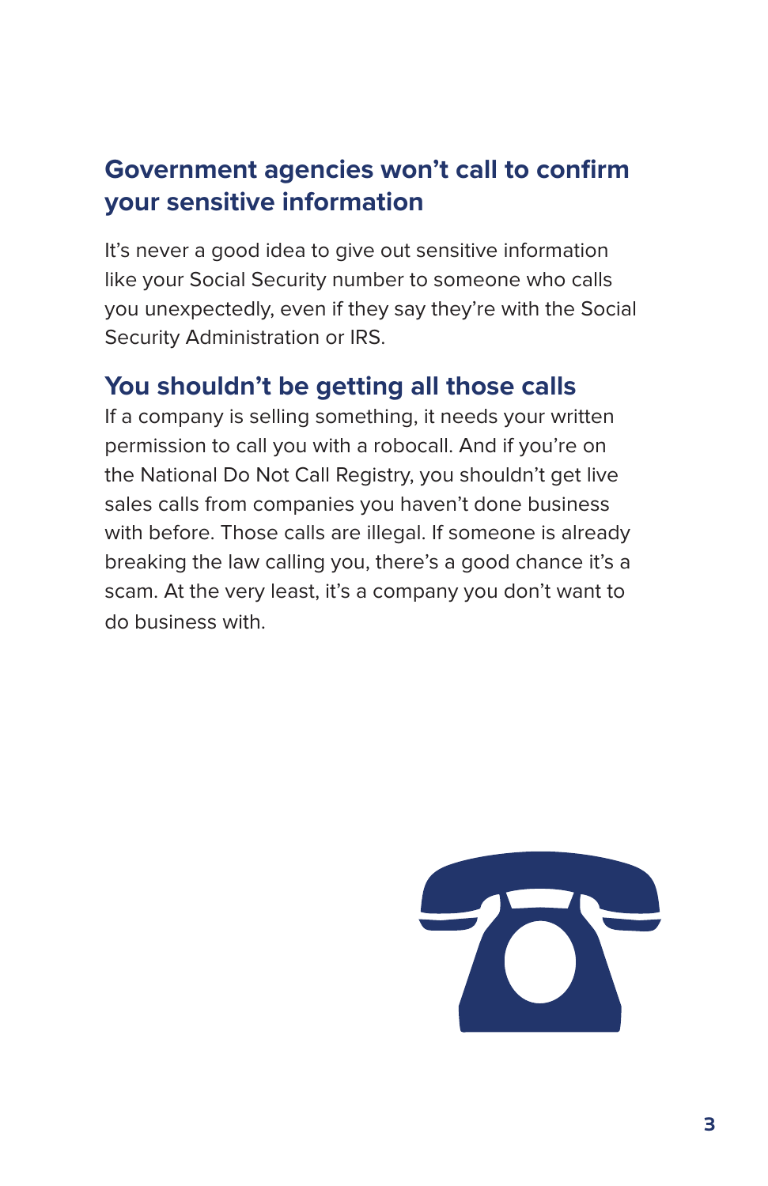## Government agencies won’t call to confirm your sensitive information

It’s never a good idea to give out sensitive information like your Social Security number to someone who calls you unexpectedly, even if they say they’re with the Social Security Administration or IRS.

## You shouldn’t be getting all those calls

If a company is selling something, it needs your written permission to call you with a robocall. And if you’re on the National Do Not Call Registry, you shouldn’t get live sales calls from companies you haven’t done business with before. Those calls are illegal. If someone is already breaking the law calling you, there’s a good chance it’s a scam. At the very least, it’s a company you don’t want to do business with.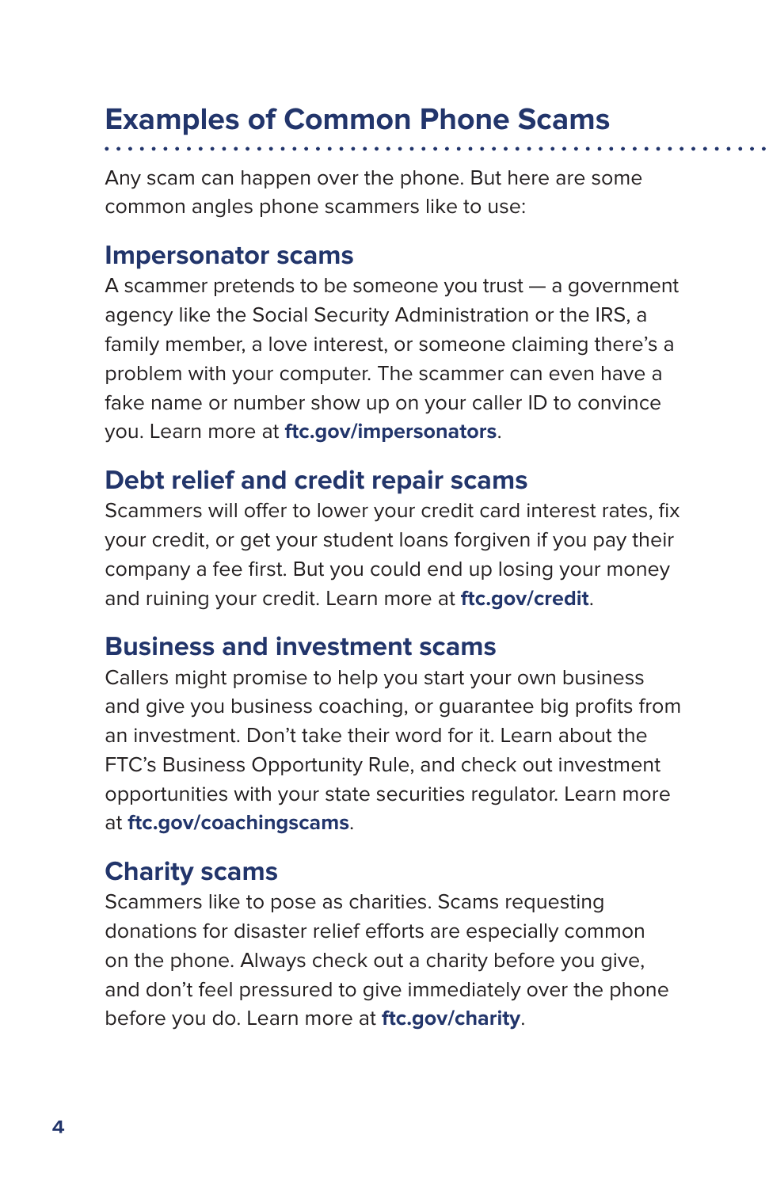## Examples of Common Phone Scams

Any scam can happen over the phone. But here are some common angles phone scammers like to use:

### Impersonator scams

A scammer pretends to be someone you trust — a government agency like the Social Security Administration or the IRS, a family member, a love interest, or someone claiming there's a problem with your computer. The scammer can even have a fake name or number show up on your caller ID to convince you. Learn more at **ftc.gov/impersonators**.

### Debt relief and credit repair scams

Scammers will offer to lower your credit card interest rates, fix your credit, or get your student loans forgiven if you pay their company a fee first. But you could end up losing your money and ruining your credit. Learn more at **ftc.gov/credit**.

### Business and investment scams

Callers might promise to help you start your own business and give you business coaching, or guarantee big profits from an investment. Don't take their word for it. Learn about the FTC's Business Opportunity Rule, and check out investment opportunities with your state securities regulator. Learn more at **ftc.gov/coachingscams**.

### Charity scams

Scammers like to pose as charities. Scams requesting donations for disaster relief efforts are especially common on the phone. Always check out a charity before you give, and don't feel pressured to give immediately over the phone before you do. Learn more at **ftc.gov/charity**.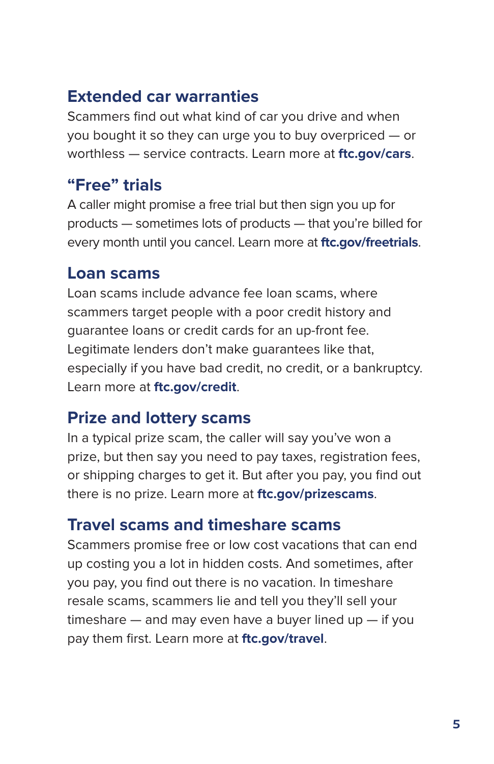## Extended car warranties

Scammers find out what kind of car you drive and when you bought it so they can urge you to buy overpriced — or worthless — service contracts. Learn more at **ftc.gov/cars**.

## "Free" trials

A caller might promise a free trial but then sign you up for products — sometimes lots of products — that you're billed for every month until you cancel. Learn more at **ftc.gov/freetrials**.

## Loan scams

Loan scams include advance fee loan scams, where scammers target people with a poor credit history and guarantee loans or credit cards for an up-front fee. Legitimate lenders don't make guarantees like that, especially if you have bad credit, no credit, or a bankruptcy. Learn more at **ftc.gov/credit**.

## Prize and lottery scams

In a typical prize scam, the caller will say you've won a prize, but then say you need to pay taxes, registration fees, or shipping charges to get it. But after you pay, you find out there is no prize. Learn more at **ftc.gov/prizescams**.

## Travel scams and timeshare scams

Scammers promise free or low cost vacations that can end up costing you a lot in hidden costs. And sometimes, after you pay, you find out there is no vacation. In timeshare resale scams, scammers lie and tell you they'll sell your timeshare — and may even have a buyer lined up — if you pay them first. Learn more at **ftc.gov/travel**.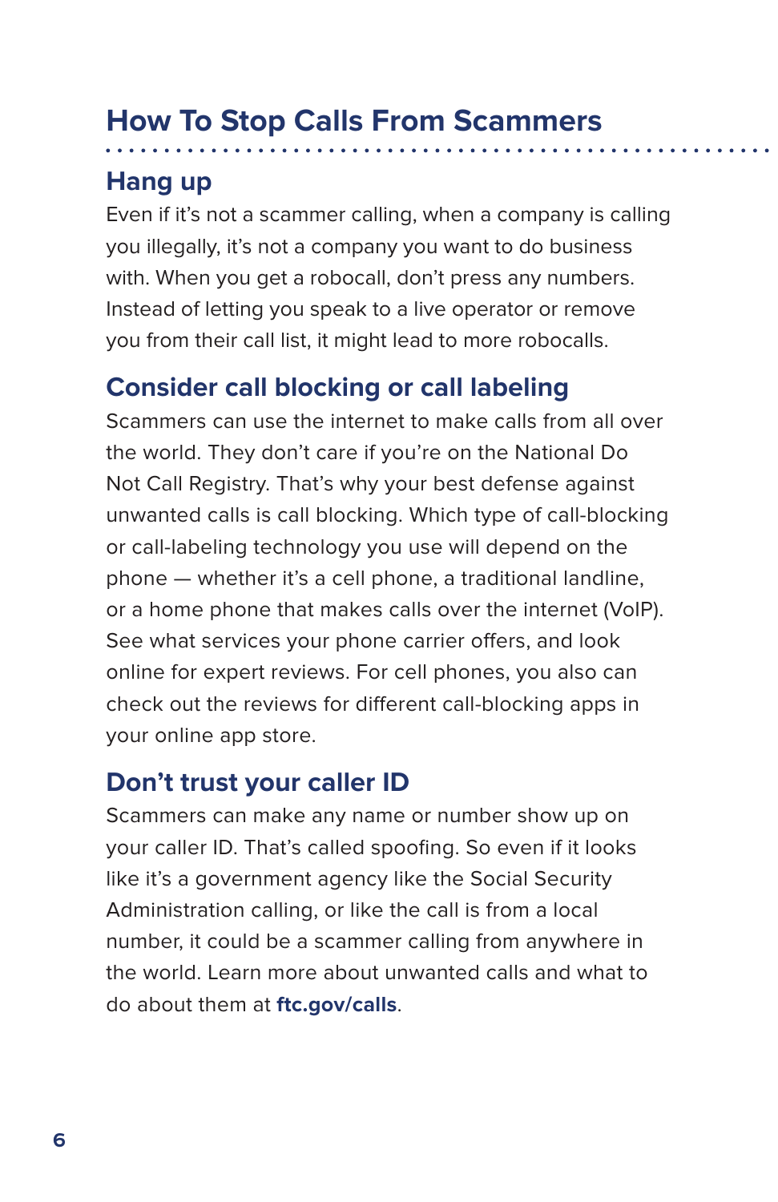## How To Stop Calls From Scammers

### Hang up

Even if it's not a scammer calling, when a company is calling you illegally, it's not a company you want to do business with. When you get a robocall, don't press any numbers. Instead of letting you speak to a live operator or remove you from their call list, it might lead to more robocalls.

### Consider call blocking or call labeling

Scammers can use the internet to make calls from all over the world. They don't care if you're on the National Do Not Call Registry. That's why your best defense against unwanted calls is call blocking. Which type of call-blocking or call-labeling technology you use will depend on the phone — whether it's a cell phone, a traditional landline, or a home phone that makes calls over the internet (VoIP). See what services your phone carrier offers, and look online for expert reviews. For cell phones, you also can check out the reviews for different call-blocking apps in your online app store.

### Don't trust your caller ID

Scammers can make any name or number show up on your caller ID. That's called spoofing. So even if it looks like it's a government agency like the Social Security Administration calling, or like the call is from a local number, it could be a scammer calling from anywhere in the world. Learn more about unwanted calls and what to do about them at **ftc.gov/calls**.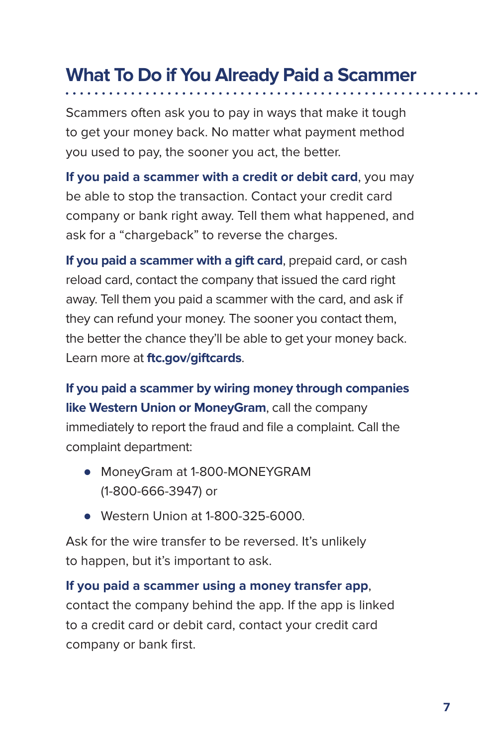## What To Do if You Already Paid a Scammer

Scammers often ask you to pay in ways that make it tough to get your money back. No matter what payment method you used to pay, the sooner you act, the better.

**If you paid a scammer with a credit or debit card**, you may be able to stop the transaction. Contact your credit card company or bank right away. Tell them what happened, and ask for a "chargeback" to reverse the charges.

**If you paid a scammer with a gift card**, prepaid card, or cash reload card, contact the company that issued the card right away. Tell them you paid a scammer with the card, and ask if they can refund your money. The sooner you contact them, the better the chance they'll be able to get your money back. Learn more at **ftc.gov/giftcards**.

**If you paid a scammer by wiring money through companies like Western Union or MoneyGram**, call the company immediately to report the fraud and file a complaint. Call the complaint department:

- MoneyGram at 1-800-MONEYGRAM (1-800-666-3947) or
- Western Union at 1-800-325-6000.

Ask for the wire transfer to be reversed. It's unlikely to happen, but it's important to ask.

**If you paid a scammer using a money transfer app**, contact the company behind the app. If the app is linked to a credit card or debit card, contact your credit card company or bank first.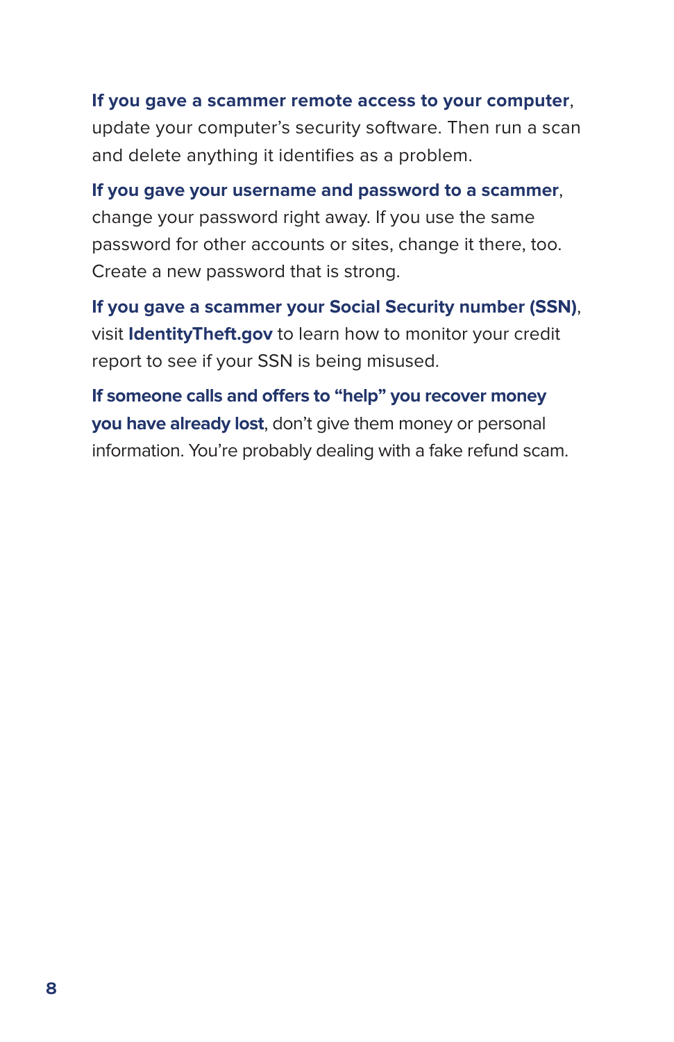**If you gave a scammer remote access to your computer**, update your computer's security software. Then run a scan and delete anything it identifies as a problem.

**If you gave your username and password to a scammer**, change your password right away. If you use the same password for other accounts or sites, change it there, too. Create a new password that is strong.

**If you gave a scammer your Social Security number (SSN)**, visit **IdentityTheft.gov** to learn how to monitor your credit report to see if your SSN is being misused.

**If someone calls and offers to "help" you recover money you have already lost**, don't give them money or personal information. You're probably dealing with a fake refund scam.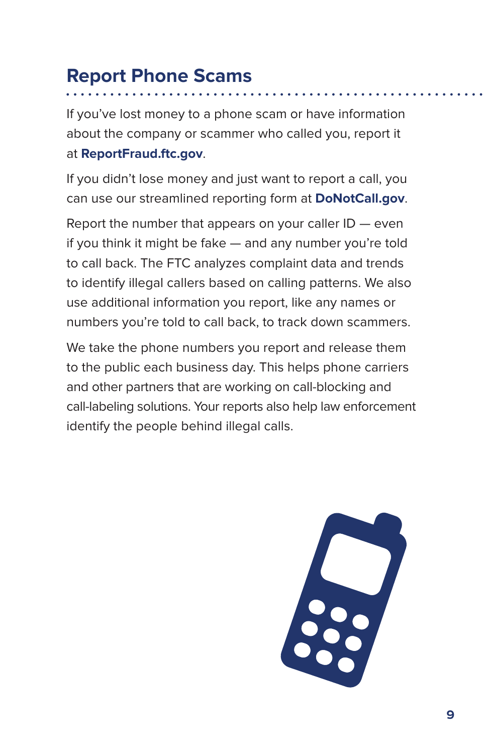## Report Phone Scams

If you've lost money to a phone scam or have information about the company or scammer who called you, report it at **ReportFraud.ftc.gov**.

If you didn't lose money and just want to report a call, you can use our streamlined reporting form at **DoNotCall.gov**.

Report the number that appears on your caller ID — even if you think it might be fake — and any number you're told to call back. The FTC analyzes complaint data and trends to identify illegal callers based on calling patterns. We also use additional information you report, like any names or numbers you're told to call back, to track down scammers.

We take the phone numbers you report and release them to the public each business day. This helps phone carriers and other partners that are working on call-blocking and call-labeling solutions. Your reports also help law enforcement identify the people behind illegal calls.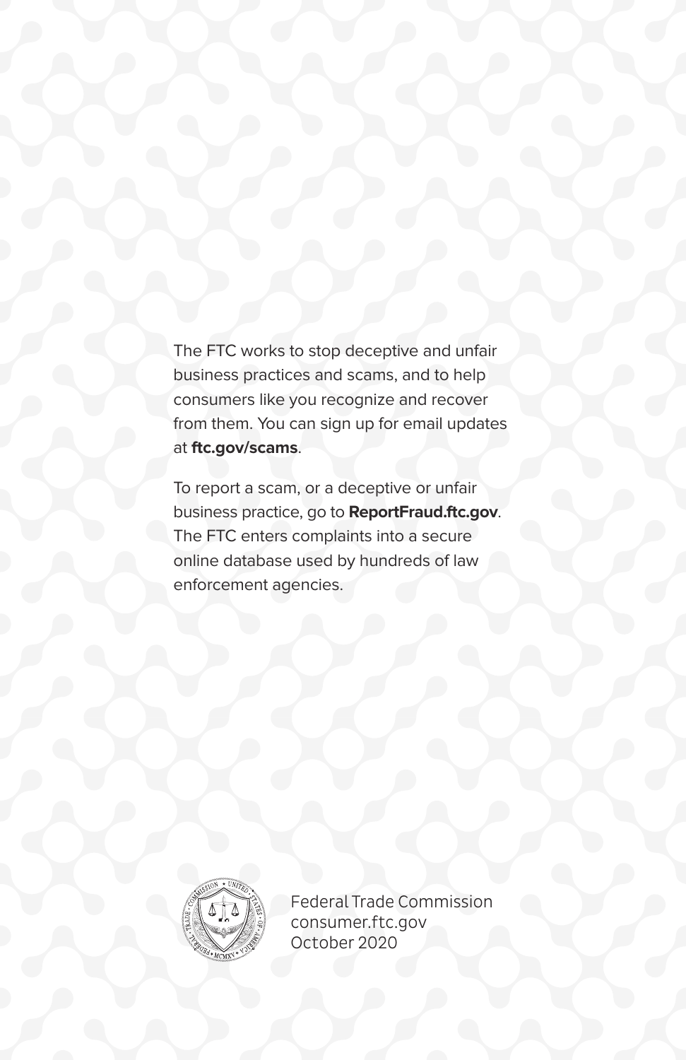The FTC works to stop deceptive and unfair business practices and scams, and to help consumers like you recognize and recover from them. You can sign up for email updates at **ftc.gov/scams**.

To report a scam, or a deceptive or unfair business practice, go to **ReportFraud.ftc.gov**. The FTC enters complaints into a secure online database used by hundreds of law enforcement agencies.

Federal Trade Commission
consumer.ftc.gov
October 2020